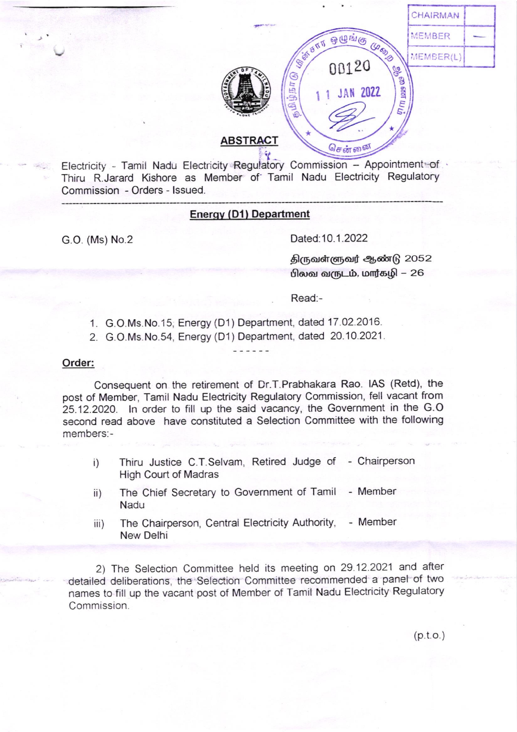## ABSTRACT

Electricity - Tamil Nadu Electricity Regulatory Commission – Appointment of Thiru R.Jarard Kishore as Member of Tamil Nadu Electricity Regulatory Commission - Orders - Issued.

---

**Energy (D1) Department**

G.O. (Ms) No.2 Dated:10.1.2022

திருவள்ளுவர் ஆண்டு 2052
பிலவ வருடம், மார்கழி – 26

Read:-

1. G.O.Ms.No.15, Energy (D1) Department, dated 17.02.2016.
2. G.O.Ms.No.54, Energy (D1) Department, dated 20.10.2021.

------

**Order:**

Consequent on the retirement of Dr.T.Prabhakara Rao. IAS (Retd), the post of Member, Tamil Nadu Electricity Regulatory Commission, fell vacant from 25.12.2020. In order to fill up the said vacancy, the Government in the G.O second read above have constituted a Selection Committee with the following members:-

i) Thiru Justice C.T.Selvam, Retired Judge of High Court of Madras - Chairperson

ii) The Chief Secretary to Government of Tamil Nadu - Member

iii) The Chairperson, Central Electricity Authority, New Delhi - Member

2) The Selection Committee held its meeting on 29.12.2021 and after detailed deliberations, the Selection Committee recommended a panel of two names to fill up the vacant post of Member of Tamil Nadu Electricity Regulatory Commission.

(p.t.o.)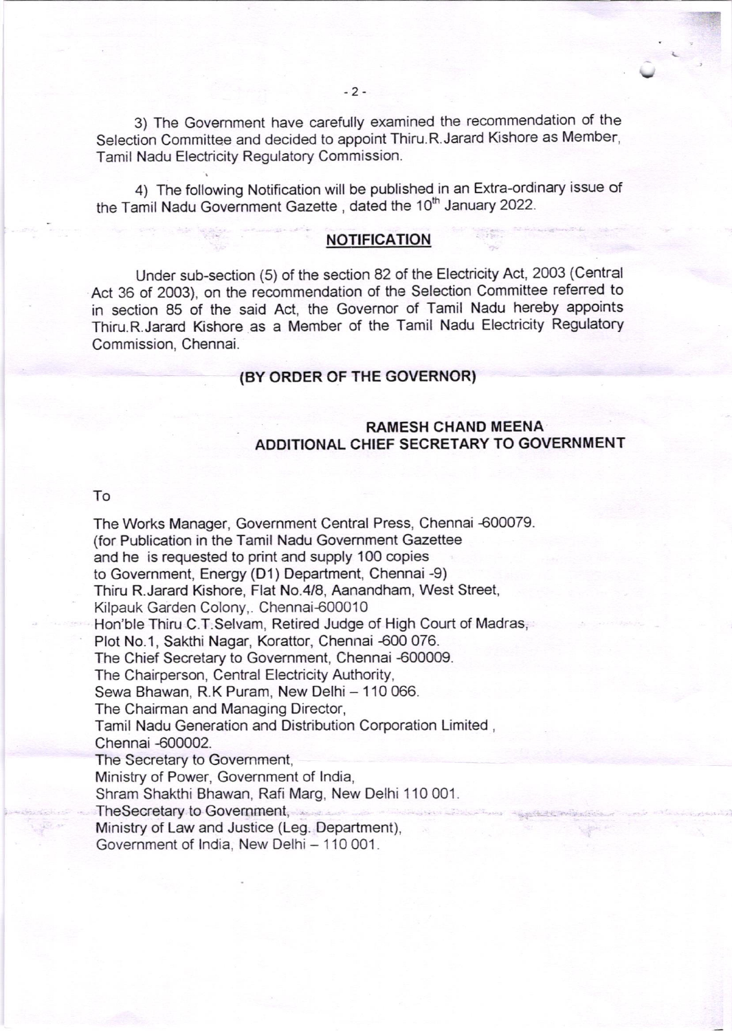3) The Government have carefully examined the recommendation of the Selection Committee and decided to appoint Thiru.R.Jarard Kishore as Member, Tamil Nadu Electricity Regulatory Commission.

4) The following Notification will be published in an Extra-ordinary issue of the Tamil Nadu Government Gazette , dated the 10th January 2022.

## NOTIFICATION

Under sub-section (5) of the section 82 of the Electricity Act, 2003 (Central Act 36 of 2003), on the recommendation of the Selection Committee referred to in section 85 of the said Act, the Governor of Tamil Nadu hereby appoints Thiru.R.Jarard Kishore as a Member of the Tamil Nadu Electricity Regulatory Commission, Chennai.

**(BY ORDER OF THE GOVERNOR)**

**RAMESH CHAND MEENA**
**ADDITIONAL CHIEF SECRETARY TO GOVERNMENT**

To

The Works Manager, Government Central Press, Chennai -600079.
(for Publication in the Tamil Nadu Government Gazettee
and he is requested to print and supply 100 copies
to Government, Energy (D1) Department, Chennai -9)
Thiru R.Jarard Kishore, Flat No.4/8, Aanandham, West Street,
Kilpauk Garden Colony,. Chennai-600010
Hon'ble Thiru C.T.Selvam, Retired Judge of High Court of Madras,
Plot No.1, Sakthi Nagar, Korattor, Chennai -600 076.
The Chief Secretary to Government, Chennai -600009.
The Chairperson, Central Electricity Authority,
Sewa Bhawan, R.K Puram, New Delhi – 110 066.
The Chairman and Managing Director,
Tamil Nadu Generation and Distribution Corporation Limited ,
Chennai -600002.
The Secretary to Government,
Ministry of Power, Government of India,
Shram Shakthi Bhawan, Rafi Marg, New Delhi 110 001.
TheSecretary to Government,
Ministry of Law and Justice (Leg. Department),
Government of India, New Delhi – 110 001.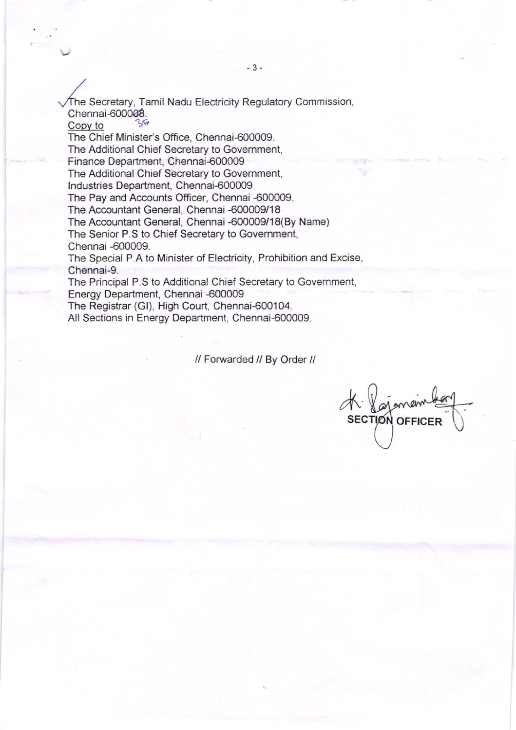The Secretary, Tamil Nadu Electricity Regulatory Commission, Chennai-600008.

Copy to

The Chief Minister's Office, Chennai-600009.
The Additional Chief Secretary to Government, Finance Department, Chennai-600009
The Additional Chief Secretary to Government, Industries Department, Chennai-600009
The Pay and Accounts Officer, Chennai -600009.
The Accountant General, Chennai -600009/18
The Accountant General, Chennai -600009/18(By Name)
The Senior P.S to Chief Secretary to Government, Chennai -600009.
The Special P.A to Minister of Electricity, Prohibition and Excise, Chennai-9.
The Principal P.S to Additional Chief Secretary to Government, Energy Department, Chennai -600009
The Registrar (GI), High Court, Chennai-600104.
All Sections in Energy Department, Chennai-600009.

// Forwarded // By Order //

**SECTION OFFICER**